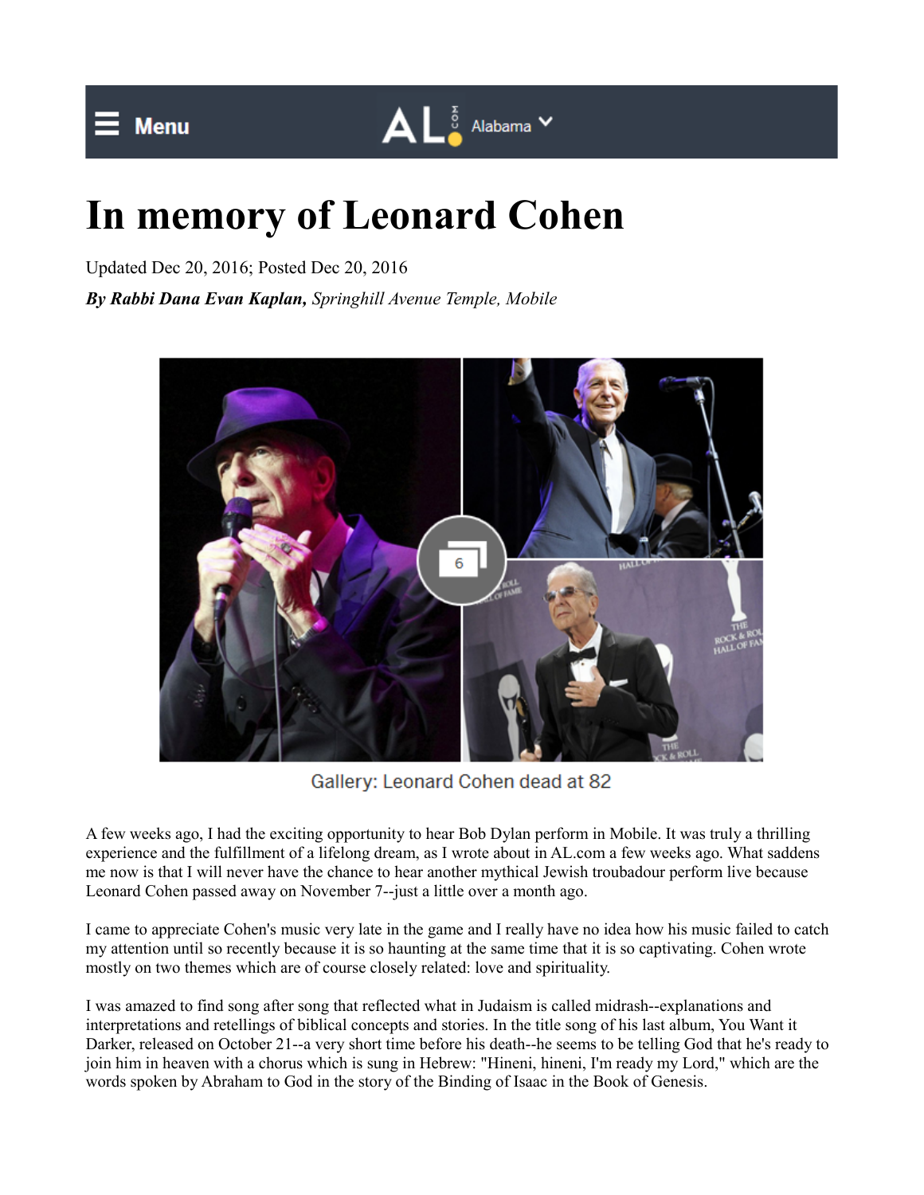# In memory of Leonard Cohen

Updated Dec 20, 2016; Posted Dec 20, 2016

***By Rabbi Dana Evan Kaplan,*** *Springhill Avenue Temple, Mobile*

Gallery: Leonard Cohen dead at 82

A few weeks ago, I had the exciting opportunity to hear Bob Dylan perform in Mobile. It was truly a thrilling experience and the fulfillment of a lifelong dream, as I wrote about in AL.com a few weeks ago. What saddens me now is that I will never have the chance to hear another mythical Jewish troubadour perform live because Leonard Cohen passed away on November 7--just a little over a month ago.

I came to appreciate Cohen's music very late in the game and I really have no idea how his music failed to catch my attention until so recently because it is so haunting at the same time that it is so captivating. Cohen wrote mostly on two themes which are of course closely related: love and spirituality.

I was amazed to find song after song that reflected what in Judaism is called midrash--explanations and interpretations and retellings of biblical concepts and stories. In the title song of his last album, You Want it Darker, released on October 21--a very short time before his death--he seems to be telling God that he's ready to join him in heaven with a chorus which is sung in Hebrew: "Hineni, hineni, I'm ready my Lord," which are the words spoken by Abraham to God in the story of the Binding of Isaac in the Book of Genesis.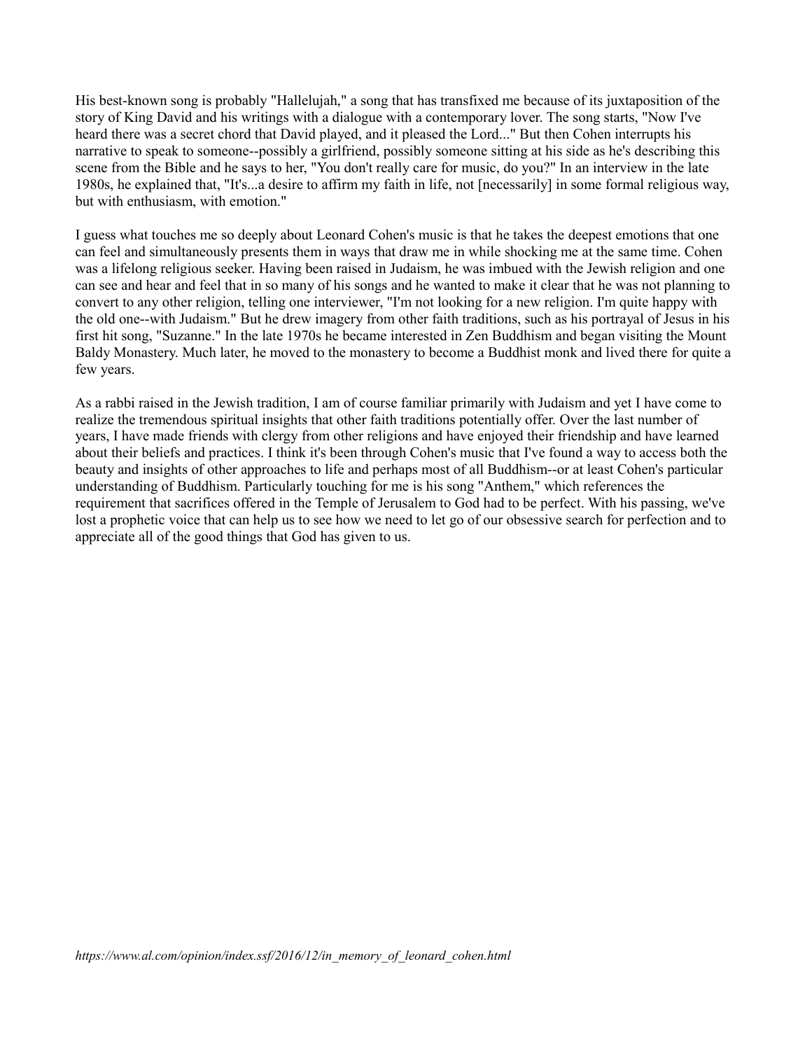His best-known song is probably "Hallelujah," a song that has transfixed me because of its juxtaposition of the story of King David and his writings with a dialogue with a contemporary lover. The song starts, "Now I've heard there was a secret chord that David played, and it pleased the Lord..." But then Cohen interrupts his narrative to speak to someone--possibly a girlfriend, possibly someone sitting at his side as he's describing this scene from the Bible and he says to her, "You don't really care for music, do you?" In an interview in the late 1980s, he explained that, "It's...a desire to affirm my faith in life, not [necessarily] in some formal religious way, but with enthusiasm, with emotion."

I guess what touches me so deeply about Leonard Cohen's music is that he takes the deepest emotions that one can feel and simultaneously presents them in ways that draw me in while shocking me at the same time. Cohen was a lifelong religious seeker. Having been raised in Judaism, he was imbued with the Jewish religion and one can see and hear and feel that in so many of his songs and he wanted to make it clear that he was not planning to convert to any other religion, telling one interviewer, "I'm not looking for a new religion. I'm quite happy with the old one--with Judaism." But he drew imagery from other faith traditions, such as his portrayal of Jesus in his first hit song, "Suzanne." In the late 1970s he became interested in Zen Buddhism and began visiting the Mount Baldy Monastery. Much later, he moved to the monastery to become a Buddhist monk and lived there for quite a few years.

As a rabbi raised in the Jewish tradition, I am of course familiar primarily with Judaism and yet I have come to realize the tremendous spiritual insights that other faith traditions potentially offer. Over the last number of years, I have made friends with clergy from other religions and have enjoyed their friendship and have learned about their beliefs and practices. I think it's been through Cohen's music that I've found a way to access both the beauty and insights of other approaches to life and perhaps most of all Buddhism--or at least Cohen's particular understanding of Buddhism. Particularly touching for me is his song "Anthem," which references the requirement that sacrifices offered in the Temple of Jerusalem to God had to be perfect. With his passing, we've lost a prophetic voice that can help us to see how we need to let go of our obsessive search for perfection and to appreciate all of the good things that God has given to us.

*https://www.al.com/opinion/index.ssf/2016/12/in_memory_of_leonard_cohen.html*